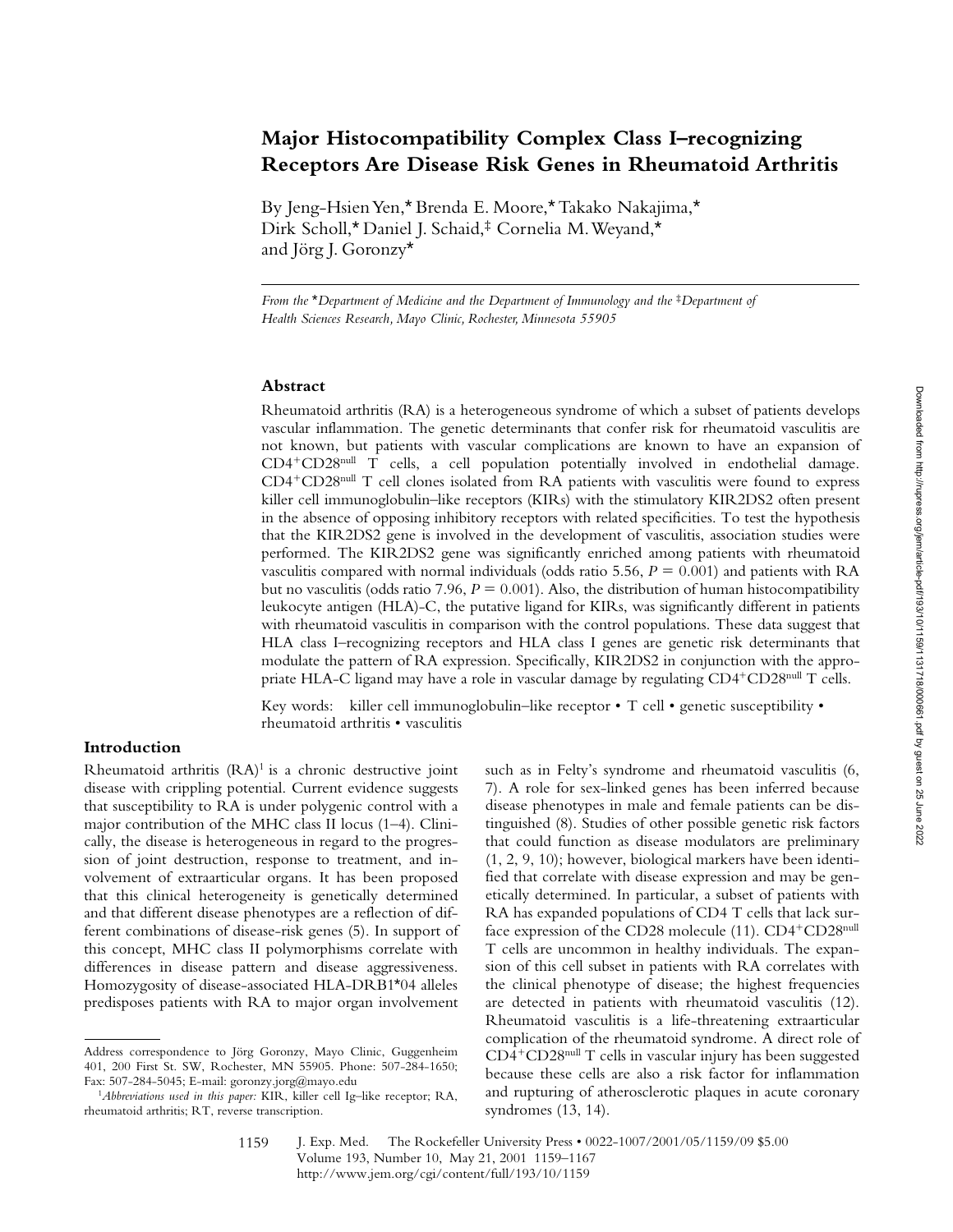# Major Histocompatibility Complex Class I–recognizing Receptors Are Disease Risk Genes in Rheumatoid Arthritis

By Jeng-Hsien Yen,* Brenda E. Moore,* Takako Nakajima,* Dirk Scholl,* Daniel J. Schaid,‡ Cornelia M. Weyand,* and Jörg J. Goronzy*

*From the *Department of Medicine and the Department of Immunology and the ‡Department of Health Sciences Research, Mayo Clinic, Rochester, Minnesota 55905*

## Abstract

Rheumatoid arthritis (RA) is a heterogeneous syndrome of which a subset of patients develops vascular inflammation. The genetic determinants that confer risk for rheumatoid vasculitis are not known, but patients with vascular complications are known to have an expansion of $CD4^+CD28^{null}$ T cells, a cell population potentially involved in endothelial damage. $CD4^+CD28^{null}$ T cell clones isolated from RA patients with vasculitis were found to express killer cell immunoglobulin–like receptors (KIRs) with the stimulatory KIR2DS2 often present in the absence of opposing inhibitory receptors with related specificities. To test the hypothesis that the KIR2DS2 gene is involved in the development of vasculitis, association studies were performed. The KIR2DS2 gene was significantly enriched among patients with rheumatoid vasculitis compared with normal individuals (odds ratio 5.56, $P = 0.001$) and patients with RA but no vasculitis (odds ratio 7.96, $P = 0.001$). Also, the distribution of human histocompatibility leukocyte antigen (HLA)-C, the putative ligand for KIRs, was significantly different in patients with rheumatoid vasculitis in comparison with the control populations. These data suggest that HLA class I–recognizing receptors and HLA class I genes are genetic risk determinants that modulate the pattern of RA expression. Specifically, KIR2DS2 in conjunction with the appropriate HLA-C ligand may have a role in vascular damage by regulating $CD4^+CD28^{null}$ T cells.

Key words: killer cell immunoglobulin–like receptor • T cell • genetic susceptibility • rheumatoid arthritis • vasculitis

## Introduction

Rheumatoid arthritis (RA)[1] is a chronic destructive joint disease with crippling potential. Current evidence suggests that susceptibility to RA is under polygenic control with a major contribution of the MHC class II locus (1–4). Clinically, the disease is heterogeneous in regard to the progression of joint destruction, response to treatment, and involvement of extraarticular organs. It has been proposed that this clinical heterogeneity is genetically determined and that different disease phenotypes are a reflection of different combinations of disease-risk genes (5). In support of this concept, MHC class II polymorphisms correlate with differences in disease pattern and disease aggressiveness. Homozygosity of disease-associated HLA-DRB1*04 alleles predisposes patients with RA to major organ involvement such as in Felty's syndrome and rheumatoid vasculitis (6, 7). A role for sex-linked genes has been inferred because disease phenotypes in male and female patients can be distinguished (8). Studies of other possible genetic risk factors that could function as disease modulators are preliminary (1, 2, 9, 10); however, biological markers have been identified that correlate with disease expression and may be genetically determined. In particular, a subset of patients with RA has expanded populations of CD4 T cells that lack surface expression of the CD28 molecule (11). $CD4^+CD28^{null}$ T cells are uncommon in healthy individuals. The expansion of this cell subset in patients with RA correlates with the clinical phenotype of disease; the highest frequencies are detected in patients with rheumatoid vasculitis (12). Rheumatoid vasculitis is a life-threatening extraarticular complication of the rheumatoid syndrome. A direct role of $CD4^+CD28^{null}$ T cells in vascular injury has been suggested because these cells are also a risk factor for inflammation and rupturing of atherosclerotic plaques in acute coronary syndromes (13, 14).

---

Address correspondence to Jörg Goronzy, Mayo Clinic, Guggenheim 401, 200 First St. SW, Rochester, MN 55905. Phone: 507-284-1650; Fax: 507-284-5045; E-mail: goronzy.jorg@mayo.edu

[1] *Abbreviations used in this paper:* KIR, killer cell Ig–like receptor; RA, rheumatoid arthritis; RT, reverse transcription.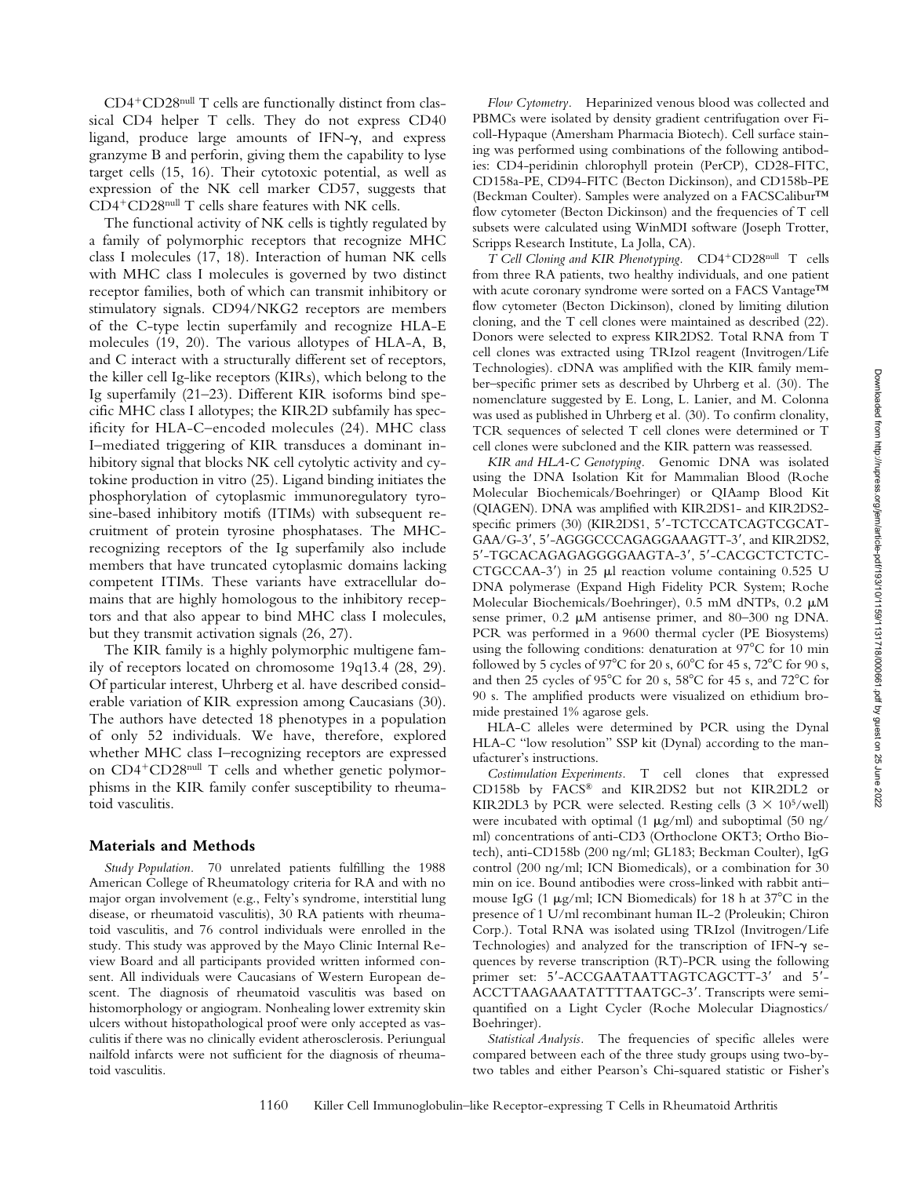$CD4^+CD28^{null}$ T cells are functionally distinct from classical CD4 helper T cells. They do not express CD40 ligand, produce large amounts of IFN-γ, and express granzyme B and perforin, giving them the capability to lyse target cells (15, 16). Their cytotoxic potential, as well as expression of the NK cell marker CD57, suggests that $CD4^+CD28^{null}$ T cells share features with NK cells.

The functional activity of NK cells is tightly regulated by a family of polymorphic receptors that recognize MHC class I molecules (17, 18). Interaction of human NK cells with MHC class I molecules is governed by two distinct receptor families, both of which can transmit inhibitory or stimulatory signals. CD94/NKG2 receptors are members of the C-type lectin superfamily and recognize HLA-E molecules (19, 20). The various allotypes of HLA-A, B, and C interact with a structurally different set of receptors, the killer cell Ig-like receptors (KIRs), which belong to the Ig superfamily (21–23). Different KIR isoforms bind specific MHC class I allotypes; the KIR2D subfamily has specificity for HLA-C–encoded molecules (24). MHC class I–mediated triggering of KIR transduces a dominant inhibitory signal that blocks NK cell cytolytic activity and cytokine production in vitro (25). Ligand binding initiates the phosphorylation of cytoplasmic immunoregulatory tyrosine-based inhibitory motifs (ITIMs) with subsequent recruitment of protein tyrosine phosphatases. The MHC-recognizing receptors of the Ig superfamily also include members that have truncated cytoplasmic domains lacking competent ITIMs. These variants have extracellular domains that are highly homologous to the inhibitory receptors and that also appear to bind MHC class I molecules, but they transmit activation signals (26, 27).

The KIR family is a highly polymorphic multigene family of receptors located on chromosome 19q13.4 (28, 29). Of particular interest, Uhrberg et al. have described considerable variation of KIR expression among Caucasians (30). The authors have detected 18 phenotypes in a population of only 52 individuals. We have, therefore, explored whether MHC class I–recognizing receptors are expressed on $CD4^+CD28^{null}$ T cells and whether genetic polymorphisms in the KIR family confer susceptibility to rheumatoid vasculitis.

## Materials and Methods

*Study Population.* 70 unrelated patients fulfilling the 1988 American College of Rheumatology criteria for RA and with no major organ involvement (e.g., Felty's syndrome, interstitial lung disease, or rheumatoid vasculitis), 30 RA patients with rheumatoid vasculitis, and 76 control individuals were enrolled in the study. This study was approved by the Mayo Clinic Internal Review Board and all participants provided written informed consent. All individuals were Caucasians of Western European descent. The diagnosis of rheumatoid vasculitis was based on histomorphology or angiogram. Nonhealing lower extremity skin ulcers without histopathological proof were only accepted as vasculitis if there was no clinically evident atherosclerosis. Periungual nailfold infarcts were not sufficient for the diagnosis of rheumatoid vasculitis.

*Flow Cytometry.* Heparinized venous blood was collected and PBMCs were isolated by density gradient centrifugation over Ficoll-Hypaque (Amersham Pharmacia Biotech). Cell surface staining was performed using combinations of the following antibodies: CD4-peridinin chlorophyll protein (PerCP), CD28-FITC, CD158a-PE, CD94-FITC (Becton Dickinson), and CD158b-PE (Beckman Coulter). Samples were analyzed on a FACSCalibur™ flow cytometer (Becton Dickinson) and the frequencies of T cell subsets were calculated using WinMDI software (Joseph Trotter, Scripps Research Institute, La Jolla, CA).

*T Cell Cloning and KIR Phenotyping.* $CD4^+CD28^{null}$ T cells from three RA patients, two healthy individuals, and one patient with acute coronary syndrome were sorted on a FACS Vantage™ flow cytometer (Becton Dickinson), cloned by limiting dilution cloning, and the T cell clones were maintained as described (22). Donors were selected to express KIR2DS2. Total RNA from T cell clones was extracted using TRIzol reagent (Invitrogen/Life Technologies). cDNA was amplified with the KIR family member–specific primer sets as described by Uhrberg et al. (30). The nomenclature suggested by E. Long, L. Lanier, and M. Colonna was used as published in Uhrberg et al. (30). To confirm clonality, TCR sequences of selected T cell clones were determined or T cell clones were subcloned and the KIR pattern was reassessed.

*KIR and HLA-C Genotyping.* Genomic DNA was isolated using the DNA Isolation Kit for Mammalian Blood (Roche Molecular Biochemicals/Boehringer) or QIAamp Blood Kit (QIAGEN). DNA was amplified with KIR2DS1- and KIR2DS2-specific primers (30) (KIR2DS1, 5′-TCTCCATCAGTCGCATGAA/G-3′, 5′-AGGGCCCAGAGGAAAGTT-3′, and KIR2DS2, 5′-TGCACAGAGAGGGGAAGTA-3′, 5′-CACGCTCTCTCCTGCCAA-3′) in 25 μl reaction volume containing 0.525 U DNA polymerase (Expand High Fidelity PCR System; Roche Molecular Biochemicals/Boehringer), 0.5 mM dNTPs, 0.2 μM sense primer, 0.2 μM antisense primer, and 80–300 ng DNA. PCR was performed in a 9600 thermal cycler (PE Biosystems) using the following conditions: denaturation at 97°C for 10 min followed by 5 cycles of 97°C for 20 s, 60°C for 45 s, 72°C for 90 s, and then 25 cycles of 95°C for 20 s, 58°C for 45 s, and 72°C for 90 s. The amplified products were visualized on ethidium bromide prestained 1% agarose gels.

HLA-C alleles were determined by PCR using the Dynal HLA-C "low resolution" SSP kit (Dynal) according to the manufacturer's instructions.

*Costimulation Experiments.* T cell clones that expressed CD158b by FACS® and KIR2DS2 but not KIR2DL2 or KIR2DL3 by PCR were selected. Resting cells ($3 \times 10^5$/well) were incubated with optimal (1 μg/ml) and suboptimal (50 ng/ml) concentrations of anti-CD3 (Orthoclone OKT3; Ortho Biotech), anti-CD158b (200 ng/ml; GL183; Beckman Coulter), IgG control (200 ng/ml; ICN Biomedicals), or a combination for 30 min on ice. Bound antibodies were cross-linked with rabbit anti–mouse IgG (1 μg/ml; ICN Biomedicals) for 18 h at 37°C in the presence of 1 U/ml recombinant human IL-2 (Proleukin; Chiron Corp.). Total RNA was isolated using TRIzol (Invitrogen/Life Technologies) and analyzed for the transcription of IFN-γ sequences by reverse transcription (RT)-PCR using the following primer set: 5′-ACCGAATAATTAGTCAGCTT-3′ and 5′-ACCTTAAGAAATATTTTAATGC-3′. Transcripts were semiquantified on a Light Cycler (Roche Molecular Diagnostics/Boehringer).

*Statistical Analysis.* The frequencies of specific alleles were compared between each of the three study groups using two-by-two tables and either Pearson's Chi-squared statistic or Fisher's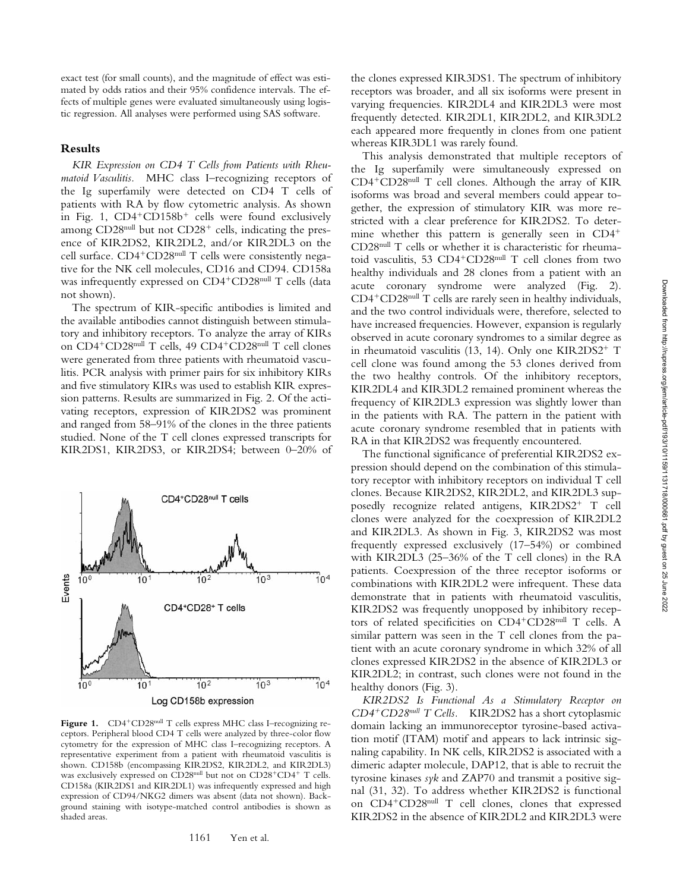exact test (for small counts), and the magnitude of effect was estimated by odds ratios and their 95% confidence intervals. The effects of multiple genes were evaluated simultaneously using logistic regression. All analyses were performed using SAS software.

## Results

*KIR Expression on CD4 T Cells from Patients with Rheumatoid Vasculitis.* MHC class I–recognizing receptors of the Ig superfamily were detected on CD4 T cells of patients with RA by flow cytometric analysis. As shown in Fig. 1, CD4+CD158b+ cells were found exclusively among CD28null but not CD28+ cells, indicating the presence of KIR2DS2, KIR2DL2, and/or KIR2DL3 on the cell surface. CD4+CD28null T cells were consistently negative for the NK cell molecules, CD16 and CD94. CD158a was infrequently expressed on CD4+CD28null T cells (data not shown).

The spectrum of KIR-specific antibodies is limited and the available antibodies cannot distinguish between stimulatory and inhibitory receptors. To analyze the array of KIRs on CD4+CD28null T cells, 49 CD4+CD28null T cell clones were generated from three patients with rheumatoid vasculitis. PCR analysis with primer pairs for six inhibitory KIRs and five stimulatory KIRs was used to establish KIR expression patterns. Results are summarized in Fig. 2. Of the activating receptors, expression of KIR2DS2 was prominent and ranged from 58–91% of the clones in the three patients studied. None of the T cell clones expressed transcripts for KIR2DS1, KIR2DS3, or KIR2DS4; between 0–20% of the clones expressed KIR3DS1. The spectrum of inhibitory receptors was broader, and all six isoforms were present in varying frequencies. KIR2DL4 and KIR2DL3 were most frequently detected. KIR2DL1, KIR2DL2, and KIR3DL2 each appeared more frequently in clones from one patient whereas KIR3DL1 was rarely found.

This analysis demonstrated that multiple receptors of the Ig superfamily were simultaneously expressed on CD4+CD28null T cell clones. Although the array of KIR isoforms was broad and several members could appear together, the expression of stimulatory KIR was more restricted with a clear preference for KIR2DS2. To determine whether this pattern is generally seen in CD4+CD28null T cells or whether it is characteristic for rheumatoid vasculitis, 53 CD4+CD28null T cell clones from two healthy individuals and 28 clones from a patient with an acute coronary syndrome were analyzed (Fig. 2). CD4+CD28null T cells are rarely seen in healthy individuals, and the two control individuals were, therefore, selected to have increased frequencies. However, expansion is regularly observed in acute coronary syndromes to a similar degree as in rheumatoid vasculitis (13, 14). Only one KIR2DS2+ T cell clone was found among the 53 clones derived from the two healthy controls. Of the inhibitory receptors, KIR2DL4 and KIR3DL2 remained prominent whereas the frequency of KIR2DL3 expression was slightly lower than in the patients with RA. The pattern in the patient with acute coronary syndrome resembled that in patients with RA in that KIR2DS2 was frequently encountered.

The functional significance of preferential KIR2DS2 expression should depend on the combination of this stimulatory receptor with inhibitory receptors on individual T cell clones. Because KIR2DS2, KIR2DL2, and KIR2DL3 supposedly recognize related antigens, KIR2DS2+ T cell clones were analyzed for the coexpression of KIR2DL2 and KIR2DL3. As shown in Fig. 3, KIR2DS2 was most frequently expressed exclusively (17–54%) or combined with KIR2DL3 (25–36% of the T cell clones) in the RA patients. Coexpression of the three receptor isoforms or combinations with KIR2DL2 were infrequent. These data demonstrate that in patients with rheumatoid vasculitis, KIR2DS2 was frequently unopposed by inhibitory receptors of related specificities on CD4+CD28null T cells. A similar pattern was seen in the T cell clones from the patient with an acute coronary syndrome in which 32% of all clones expressed KIR2DS2 in the absence of KIR2DL3 or KIR2DL2; in contrast, such clones were not found in the healthy donors (Fig. 3).

*KIR2DS2 Is Functional As a Stimulatory Receptor on CD4+CD28null T Cells.* KIR2DS2 has a short cytoplasmic domain lacking an immunoreceptor tyrosine-based activation motif (ITAM) motif and appears to lack intrinsic signaling capability. In NK cells, KIR2DS2 is associated with a dimeric adapter molecule, DAP12, that is able to recruit the tyrosine kinases *syk* and ZAP70 and transmit a positive signal (31, 32). To address whether KIR2DS2 is functional on CD4+CD28null T cell clones, clones that expressed KIR2DS2 in the absence of KIR2DL2 and KIR2DL3 were

**Figure 1.** CD4+CD28null T cells express MHC class I–recognizing receptors. Peripheral blood CD4 T cells were analyzed by three-color flow cytometry for the expression of MHC class I–recognizing receptors. A representative experiment from a patient with rheumatoid vasculitis is shown. CD158b (encompassing KIR2DS2, KIR2DL2, and KIR2DL3) was exclusively expressed on CD28null but not on CD28+CD4+ T cells. CD158a (KIR2DS1 and KIR2DL1) was infrequently expressed and high expression of CD94/NKG2 dimers was absent (data not shown). Background staining with isotype-matched control antibodies is shown as shaded areas.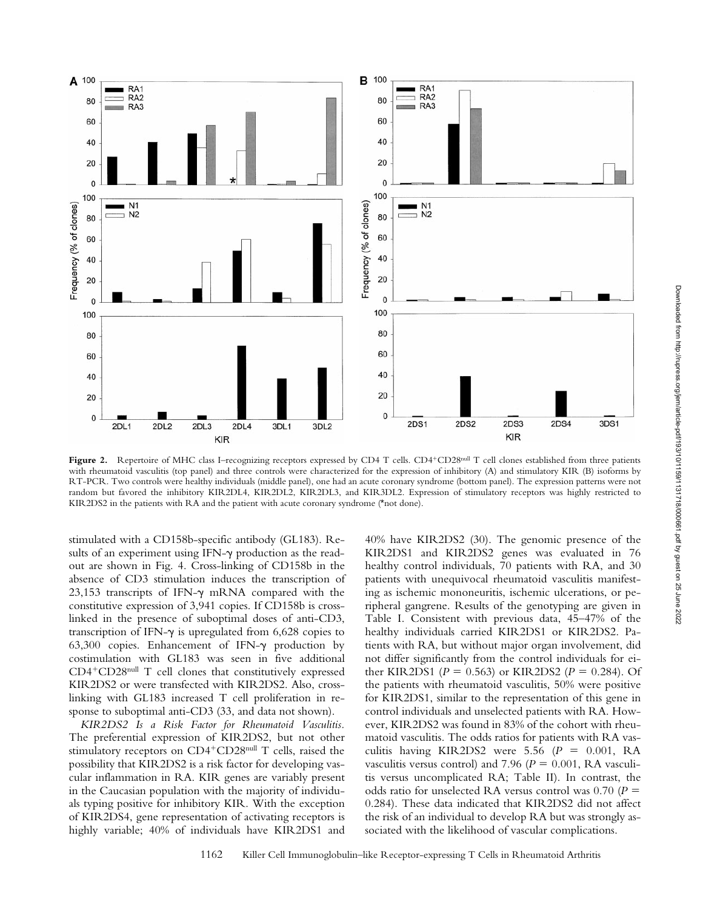**Figure 2.** Repertoire of MHC class I–recognizing receptors expressed by CD4 T cells. CD4+CD28null T cell clones established from three patients with rheumatoid vasculitis (top panel) and three controls were characterized for the expression of inhibitory (A) and stimulatory KIR (B) isoforms by RT-PCR. Two controls were healthy individuals (middle panel), one had an acute coronary syndrome (bottom panel). The expression patterns were not random but favored the inhibitory KIR2DL4, KIR2DL2, KIR2DL3, and KIR3DL2. Expression of stimulatory receptors was highly restricted to KIR2DS2 in the patients with RA and the patient with acute coronary syndrome (*not done).

stimulated with a CD158b-specific antibody (GL183). Results of an experiment using IFN-γ production as the readout are shown in Fig. 4. Cross-linking of CD158b in the absence of CD3 stimulation induces the transcription of 23,153 transcripts of IFN-γ mRNA compared with the constitutive expression of 3,941 copies. If CD158b is cross-linked in the presence of suboptimal doses of anti-CD3, transcription of IFN-γ is upregulated from 6,628 copies to 63,300 copies. Enhancement of IFN-γ production by costimulation with GL183 was seen in five additional CD4+CD28null T cell clones that constitutively expressed KIR2DS2 or were transfected with KIR2DS2. Also, cross-linking with GL183 increased T cell proliferation in response to suboptimal anti-CD3 (33, and data not shown).

*KIR2DS2 Is a Risk Factor for Rheumatoid Vasculitis.* The preferential expression of KIR2DS2, but not other stimulatory receptors on CD4+CD28null T cells, raised the possibility that KIR2DS2 is a risk factor for developing vascular inflammation in RA. KIR genes are variably present in the Caucasian population with the majority of individuals typing positive for inhibitory KIR. With the exception of KIR2DS4, gene representation of activating receptors is highly variable; 40% of individuals have KIR2DS1 and 40% have KIR2DS2 (30). The genomic presence of the KIR2DS1 and KIR2DS2 genes was evaluated in 76 healthy control individuals, 70 patients with RA, and 30 patients with unequivocal rheumatoid vasculitis manifesting as ischemic mononeuritis, ischemic ulcerations, or peripheral gangrene. Results of the genotyping are given in Table I. Consistent with previous data, 45–47% of the healthy individuals carried KIR2DS1 or KIR2DS2. Patients with RA, but without major organ involvement, did not differ significantly from the control individuals for either KIR2DS1 ($P = 0.563$) or KIR2DS2 ($P = 0.284$). Of the patients with rheumatoid vasculitis, 50% were positive for KIR2DS1, similar to the representation of this gene in control individuals and unselected patients with RA. However, KIR2DS2 was found in 83% of the cohort with rheumatoid vasculitis. The odds ratios for patients with RA vasculitis having KIR2DS2 were 5.56 ($P = 0.001$, RA vasculitis versus control) and 7.96 ($P = 0.001$, RA vasculitis versus uncomplicated RA; Table II). In contrast, the odds ratio for unselected RA versus control was 0.70 ($P = 0.284$). These data indicated that KIR2DS2 did not affect the risk of an individual to develop RA but was strongly associated with the likelihood of vascular complications.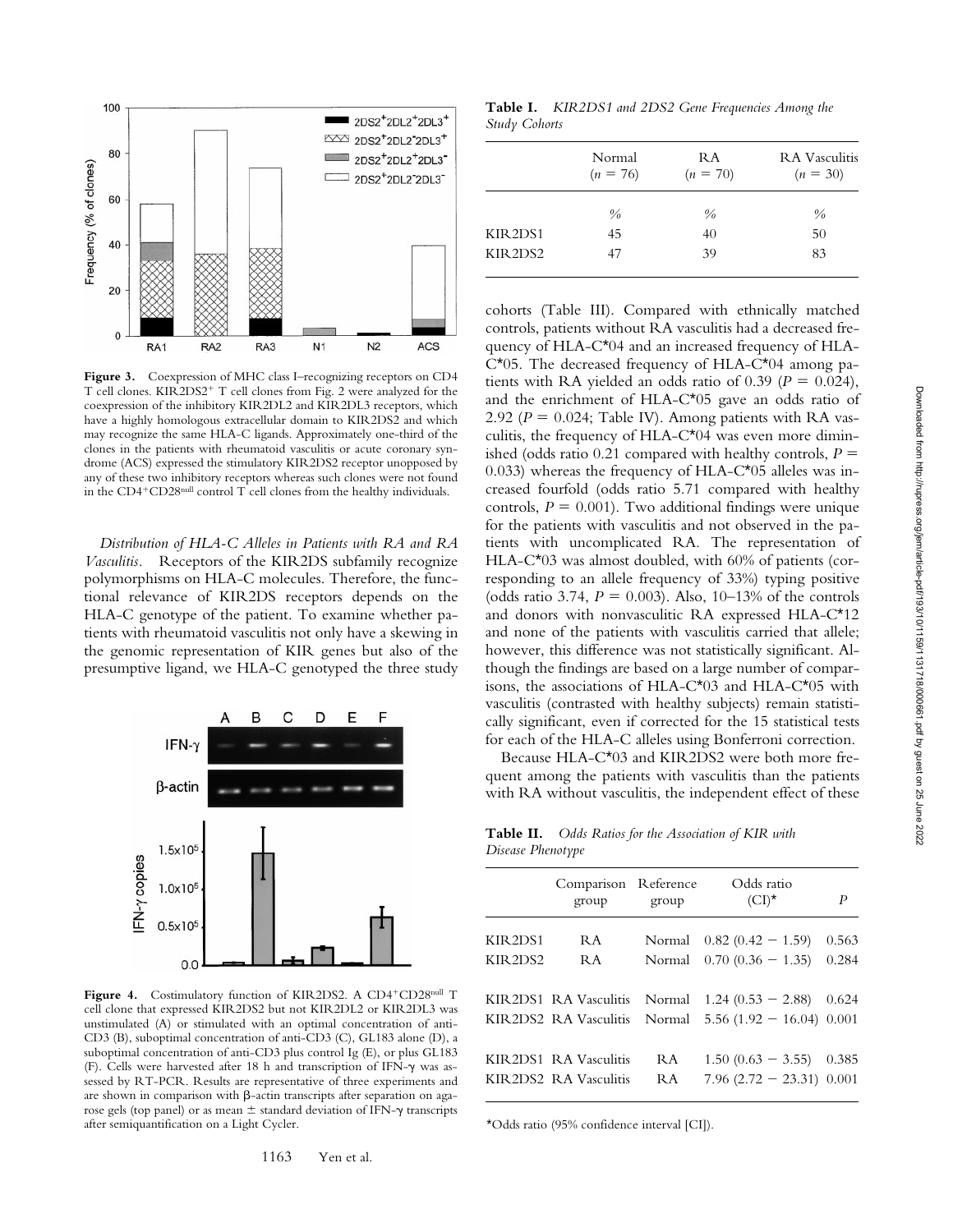**Figure 3.** Coexpression of MHC class I–recognizing receptors on CD4 T cell clones. KIR2DS2[+] T cell clones from Fig. 2 were analyzed for the coexpression of the inhibitory KIR2DL2 and KIR2DL3 receptors, which have a highly homologous extracellular domain to KIR2DS2 and which may recognize the same HLA-C ligands. Approximately one-third of the clones in the patients with rheumatoid vasculitis or acute coronary syndrome (ACS) expressed the stimulatory KIR2DS2 receptor unopposed by any of these two inhibitory receptors whereas such clones were not found in the CD4[+]CD28[null] control T cell clones from the healthy individuals.

*Distribution of HLA-C Alleles in Patients with RA and RA Vasculitis.* Receptors of the KIR2DS subfamily recognize polymorphisms on HLA-C molecules. Therefore, the functional relevance of KIR2DS receptors depends on the HLA-C genotype of the patient. To examine whether patients with rheumatoid vasculitis not only have a skewing in the genomic representation of KIR genes but also of the presumptive ligand, we HLA-C genotyped the three study cohorts (Table III). Compared with ethnically matched controls, patients without RA vasculitis had a decreased frequency of HLA-C*04 and an increased frequency of HLA-C*05. The decreased frequency of HLA-C*04 among patients with RA yielded an odds ratio of 0.39 ($P = 0.024$), and the enrichment of HLA-C*05 gave an odds ratio of 2.92 ($P = 0.024$; Table IV). Among patients with RA vasculitis, the frequency of HLA-C*04 was even more diminished (odds ratio 0.21 compared with healthy controls, $P = 0.033$) whereas the frequency of HLA-C*05 alleles was increased fourfold (odds ratio 5.71 compared with healthy controls, $P = 0.001$). Two additional findings were unique for the patients with vasculitis and not observed in the patients with uncomplicated RA. The representation of HLA-C*03 was almost doubled, with 60% of patients (corresponding to an allele frequency of 33%) typing positive (odds ratio 3.74, $P = 0.003$). Also, 10–13% of the controls and donors with nonvasculitic RA expressed HLA-C*12 and none of the patients with vasculitis carried that allele; however, this difference was not statistically significant. Although the findings are based on a large number of comparisons, the associations of HLA-C*03 and HLA-C*05 with vasculitis (contrasted with healthy subjects) remain statistically significant, even if corrected for the 15 statistical tests for each of the HLA-C alleles using Bonferroni correction.

Because HLA-C*03 and KIR2DS2 were both more frequent among the patients with vasculitis than the patients with RA without vasculitis, the independent effect of these

**Figure 4.** Costimulatory function of KIR2DS2. A CD4[+]CD28[null] T cell clone that expressed KIR2DS2 but not KIR2DL2 or KIR2DL3 was unstimulated (A) or stimulated with an optimal concentration of anti-CD3 (B), suboptimal concentration of anti-CD3 (C), GL183 alone (D), a suboptimal concentration of anti-CD3 plus control Ig (E), or plus GL183 (F). Cells were harvested after 18 h and transcription of IFN-γ was assessed by RT-PCR. Results are representative of three experiments and are shown in comparison with β-actin transcripts after separation on agarose gels (top panel) or as mean ± standard deviation of IFN-γ transcripts after semiquantification on a Light Cycler.

**Table I.** *KIR2DS1 and 2DS2 Gene Frequencies Among the Study Cohorts*

| | Normal ($n = 76$) | RA ($n = 70$) | RA Vasculitis ($n = 30$) |
|---|---|---|---|
| | % | % | % |
| KIR2DS1 | 45 | 40 | 50 |
| KIR2DS2 | 47 | 39 | 83 |

**Table II.** *Odds Ratios for the Association of KIR with Disease Phenotype*

| | Comparison group | Reference group | Odds ratio (CI)* | P |
|---|---|---|---|---|
| KIR2DS1 | RA | Normal | 0.82 (0.42 − 1.59) | 0.563 |
| KIR2DS2 | RA | Normal | 0.70 (0.36 − 1.35) | 0.284 |
| KIR2DS1 | RA Vasculitis | Normal | 1.24 (0.53 − 2.88) | 0.624 |
| KIR2DS2 | RA Vasculitis | Normal | 5.56 (1.92 − 16.04) | 0.001 |
| KIR2DS1 | RA Vasculitis | RA | 1.50 (0.63 − 3.55) | 0.385 |
| KIR2DS2 | RA Vasculitis | RA | 7.96 (2.72 − 23.31) | 0.001 |

*Odds ratio (95% confidence interval [CI]).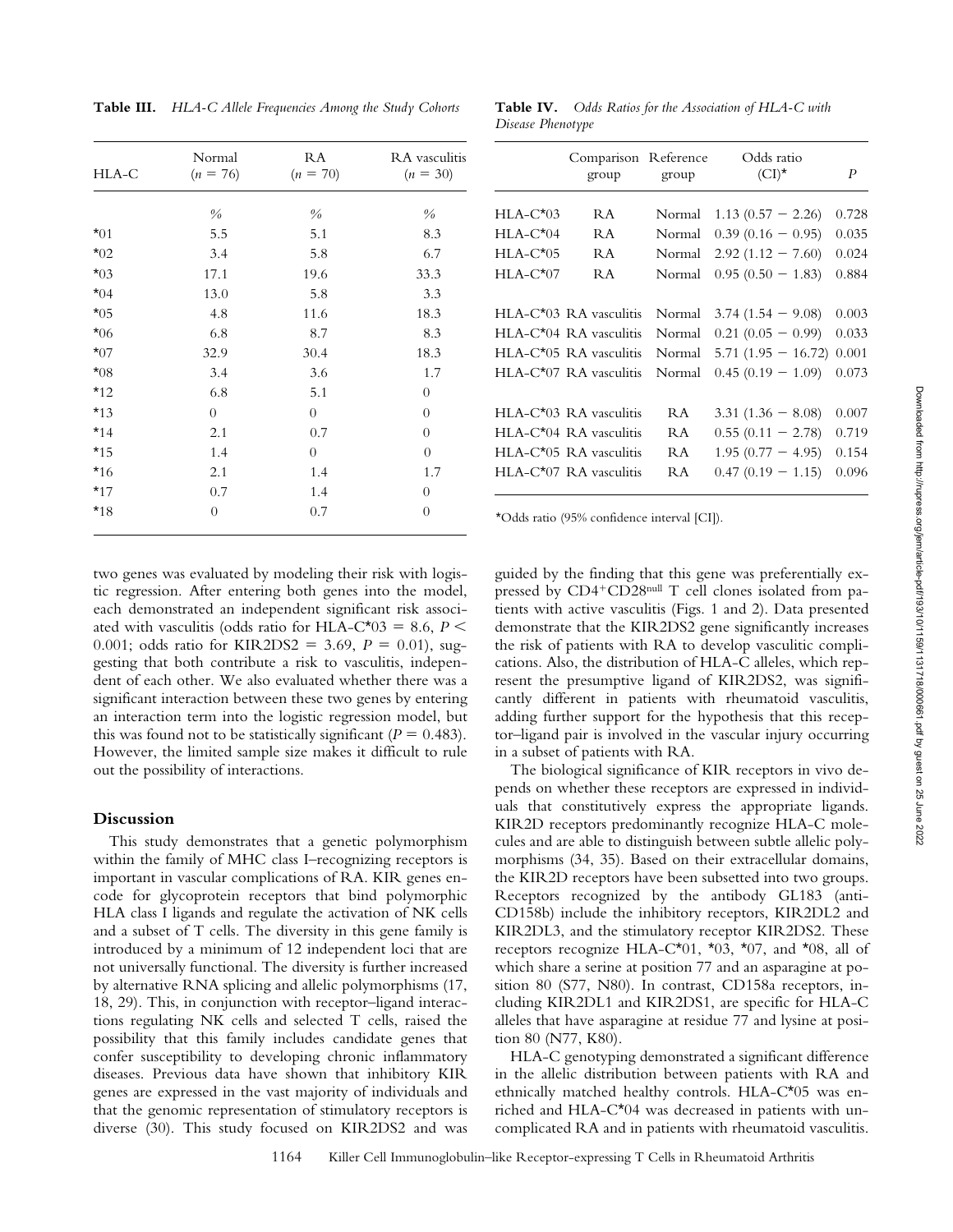**Table III.** *HLA-C Allele Frequencies Among the Study Cohorts*

| HLA-C | Normal ($n$ = 76) | RA ($n$ = 70) | RA vasculitis ($n$ = 30) |
|---|---|---|---|
| | % | % | % |
| *01 | 5.5 | 5.1 | 8.3 |
| *02 | 3.4 | 5.8 | 6.7 |
| *03 | 17.1 | 19.6 | 33.3 |
| *04 | 13.0 | 5.8 | 3.3 |
| *05 | 4.8 | 11.6 | 18.3 |
| *06 | 6.8 | 8.7 | 8.3 |
| *07 | 32.9 | 30.4 | 18.3 |
| *08 | 3.4 | 3.6 | 1.7 |
| *12 | 6.8 | 5.1 | 0 |
| *13 | 0 | 0 | 0 |
| *14 | 2.1 | 0.7 | 0 |
| *15 | 1.4 | 0 | 0 |
| *16 | 2.1 | 1.4 | 1.7 |
| *17 | 0.7 | 1.4 | 0 |
| *18 | 0 | 0.7 | 0 |

**Table IV.** *Odds Ratios for the Association of HLA-C with Disease Phenotype*

| | Comparison group | Reference group | Odds ratio (CI)* | $P$ |
|---|---|---|---|---|
| HLA-C*03 | RA | Normal | 1.13 (0.57 − 2.26) | 0.728 |
| HLA-C*04 | RA | Normal | 0.39 (0.16 − 0.95) | 0.035 |
| HLA-C*05 | RA | Normal | 2.92 (1.12 − 7.60) | 0.024 |
| HLA-C*07 | RA | Normal | 0.95 (0.50 − 1.83) | 0.884 |
| HLA-C*03 | RA vasculitis | Normal | 3.74 (1.54 − 9.08) | 0.003 |
| HLA-C*04 | RA vasculitis | Normal | 0.21 (0.05 − 0.99) | 0.033 |
| HLA-C*05 | RA vasculitis | Normal | 5.71 (1.95 − 16.72) | 0.001 |
| HLA-C*07 | RA vasculitis | Normal | 0.45 (0.19 − 1.09) | 0.073 |
| HLA-C*03 | RA vasculitis | RA | 3.31 (1.36 − 8.08) | 0.007 |
| HLA-C*04 | RA vasculitis | RA | 0.55 (0.11 − 2.78) | 0.719 |
| HLA-C*05 | RA vasculitis | RA | 1.95 (0.77 − 4.95) | 0.154 |
| HLA-C*07 | RA vasculitis | RA | 0.47 (0.19 − 1.15) | 0.096 |

*Odds ratio (95% confidence interval [CI]).

two genes was evaluated by modeling their risk with logistic regression. After entering both genes into the model, each demonstrated an independent significant risk associated with vasculitis (odds ratio for HLA-C*03 = 8.6, $P <$ 0.001; odds ratio for KIR2DS2 = 3.69, $P$ = 0.01), suggesting that both contribute a risk to vasculitis, independent of each other. We also evaluated whether there was a significant interaction between these two genes by entering an interaction term into the logistic regression model, but this was found not to be statistically significant ($P$ = 0.483). However, the limited sample size makes it difficult to rule out the possibility of interactions.

## Discussion

This study demonstrates that a genetic polymorphism within the family of MHC class I–recognizing receptors is important in vascular complications of RA. KIR genes encode for glycoprotein receptors that bind polymorphic HLA class I ligands and regulate the activation of NK cells and a subset of T cells. The diversity in this gene family is introduced by a minimum of 12 independent loci that are not universally functional. The diversity is further increased by alternative RNA splicing and allelic polymorphisms (17, 18, 29). This, in conjunction with receptor–ligand interactions regulating NK cells and selected T cells, raised the possibility that this family includes candidate genes that confer susceptibility to developing chronic inflammatory diseases. Previous data have shown that inhibitory KIR genes are expressed in the vast majority of individuals and that the genomic representation of stimulatory receptors is diverse (30). This study focused on KIR2DS2 and was guided by the finding that this gene was preferentially expressed by CD4$^{+}$CD28$^{null}$ T cell clones isolated from patients with active vasculitis (Figs. 1 and 2). Data presented demonstrate that the KIR2DS2 gene significantly increases the risk of patients with RA to develop vasculitic complications. Also, the distribution of HLA-C alleles, which represent the presumptive ligand of KIR2DS2, was significantly different in patients with rheumatoid vasculitis, adding further support for the hypothesis that this receptor–ligand pair is involved in the vascular injury occurring in a subset of patients with RA.

The biological significance of KIR receptors in vivo depends on whether these receptors are expressed in individuals that constitutively express the appropriate ligands. KIR2D receptors predominantly recognize HLA-C molecules and are able to distinguish between subtle allelic polymorphisms (34, 35). Based on their extracellular domains, the KIR2D receptors have been subsetted into two groups. Receptors recognized by the antibody GL183 (anti-CD158b) include the inhibitory receptors, KIR2DL2 and KIR2DL3, and the stimulatory receptor KIR2DS2. These receptors recognize HLA-C*01, *03, *07, and *08, all of which share a serine at position 77 and an asparagine at position 80 (S77, N80). In contrast, CD158a receptors, including KIR2DL1 and KIR2DS1, are specific for HLA-C alleles that have asparagine at residue 77 and lysine at position 80 (N77, K80).

HLA-C genotyping demonstrated a significant difference in the allelic distribution between patients with RA and ethnically matched healthy controls. HLA-C*05 was enriched and HLA-C*04 was decreased in patients with uncomplicated RA and in patients with rheumatoid vasculitis.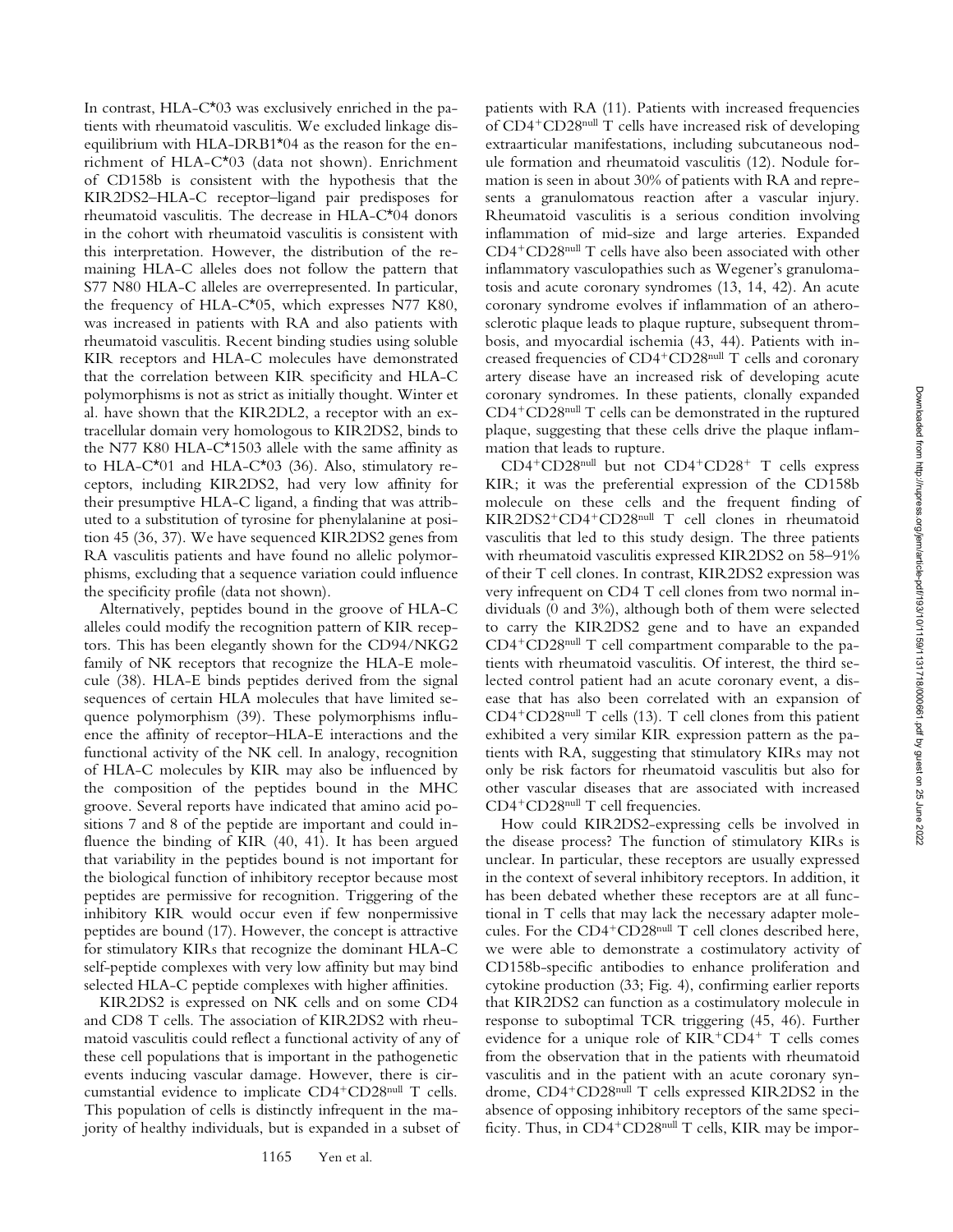In contrast, HLA-C*03 was exclusively enriched in the patients with rheumatoid vasculitis. We excluded linkage disequilibrium with HLA-DRB1*04 as the reason for the enrichment of HLA-C*03 (data not shown). Enrichment of CD158b is consistent with the hypothesis that the KIR2DS2–HLA-C receptor–ligand pair predisposes for rheumatoid vasculitis. The decrease in HLA-C*04 donors in the cohort with rheumatoid vasculitis is consistent with this interpretation. However, the distribution of the remaining HLA-C alleles does not follow the pattern that S77 N80 HLA-C alleles are overrepresented. In particular, the frequency of HLA-C*05, which expresses N77 K80, was increased in patients with RA and also patients with rheumatoid vasculitis. Recent binding studies using soluble KIR receptors and HLA-C molecules have demonstrated that the correlation between KIR specificity and HLA-C polymorphisms is not as strict as initially thought. Winter et al. have shown that the KIR2DL2, a receptor with an extracellular domain very homologous to KIR2DS2, binds to the N77 K80 HLA-C*1503 allele with the same affinity as to HLA-C*01 and HLA-C*03 (36). Also, stimulatory receptors, including KIR2DS2, had very low affinity for their presumptive HLA-C ligand, a finding that was attributed to a substitution of tyrosine for phenylalanine at position 45 (36, 37). We have sequenced KIR2DS2 genes from RA vasculitis patients and have found no allelic polymorphisms, excluding that a sequence variation could influence the specificity profile (data not shown).

Alternatively, peptides bound in the groove of HLA-C alleles could modify the recognition pattern of KIR receptors. This has been elegantly shown for the CD94/NKG2 family of NK receptors that recognize the HLA-E molecule (38). HLA-E binds peptides derived from the signal sequences of certain HLA molecules that have limited sequence polymorphism (39). These polymorphisms influence the affinity of receptor–HLA-E interactions and the functional activity of the NK cell. In analogy, recognition of HLA-C molecules by KIR may also be influenced by the composition of the peptides bound in the MHC groove. Several reports have indicated that amino acid positions 7 and 8 of the peptide are important and could influence the binding of KIR (40, 41). It has been argued that variability in the peptides bound is not important for the biological function of inhibitory receptor because most peptides are permissive for recognition. Triggering of the inhibitory KIR would occur even if few nonpermissive peptides are bound (17). However, the concept is attractive for stimulatory KIRs that recognize the dominant HLA-C self-peptide complexes with very low affinity but may bind selected HLA-C peptide complexes with higher affinities.

KIR2DS2 is expressed on NK cells and on some CD4 and CD8 T cells. The association of KIR2DS2 with rheumatoid vasculitis could reflect a functional activity of any of these cell populations that is important in the pathogenetic events inducing vascular damage. However, there is circumstantial evidence to implicate CD4$^{+}$CD28$^{null}$ T cells. This population of cells is distinctly infrequent in the majority of healthy individuals, but is expanded in a subset of patients with RA (11). Patients with increased frequencies of CD4$^{+}$CD28$^{null}$ T cells have increased risk of developing extraarticular manifestations, including subcutaneous nodule formation and rheumatoid vasculitis (12). Nodule formation is seen in about 30% of patients with RA and represents a granulomatous reaction after a vascular injury. Rheumatoid vasculitis is a serious condition involving inflammation of mid-size and large arteries. Expanded CD4$^{+}$CD28$^{null}$ T cells have also been associated with other inflammatory vasculopathies such as Wegener's granulomatosis and acute coronary syndromes (13, 14, 42). An acute coronary syndrome evolves if inflammation of an atherosclerotic plaque leads to plaque rupture, subsequent thrombosis, and myocardial ischemia (43, 44). Patients with increased frequencies of CD4$^{+}$CD28$^{null}$ T cells and coronary artery disease have an increased risk of developing acute coronary syndromes. In these patients, clonally expanded CD4$^{+}$CD28$^{null}$ T cells can be demonstrated in the ruptured plaque, suggesting that these cells drive the plaque inflammation that leads to rupture.

CD4$^{+}$CD28$^{null}$ but not CD4$^{+}$CD28$^{+}$ T cells express KIR; it was the preferential expression of the CD158b molecule on these cells and the frequent finding of KIR2DS2$^{+}$CD4$^{+}$CD28$^{null}$ T cell clones in rheumatoid vasculitis that led to this study design. The three patients with rheumatoid vasculitis expressed KIR2DS2 on 58–91% of their T cell clones. In contrast, KIR2DS2 expression was very infrequent on CD4 T cell clones from two normal individuals (0 and 3%), although both of them were selected to carry the KIR2DS2 gene and to have an expanded CD4$^{+}$CD28$^{null}$ T cell compartment comparable to the patients with rheumatoid vasculitis. Of interest, the third selected control patient had an acute coronary event, a disease that has also been correlated with an expansion of CD4$^{+}$CD28$^{null}$ T cells (13). T cell clones from this patient exhibited a very similar KIR expression pattern as the patients with RA, suggesting that stimulatory KIRs may not only be risk factors for rheumatoid vasculitis but also for other vascular diseases that are associated with increased CD4$^{+}$CD28$^{null}$ T cell frequencies.

How could KIR2DS2-expressing cells be involved in the disease process? The function of stimulatory KIRs is unclear. In particular, these receptors are usually expressed in the context of several inhibitory receptors. In addition, it has been debated whether these receptors are at all functional in T cells that may lack the necessary adapter molecules. For the CD4$^{+}$CD28$^{null}$ T cell clones described here, we were able to demonstrate a costimulatory activity of CD158b-specific antibodies to enhance proliferation and cytokine production (33; Fig. 4), confirming earlier reports that KIR2DS2 can function as a costimulatory molecule in response to suboptimal TCR triggering (45, 46). Further evidence for a unique role of KIR$^{+}$CD4$^{+}$ T cells comes from the observation that in the patients with rheumatoid vasculitis and in the patient with an acute coronary syndrome, CD4$^{+}$CD28$^{null}$ T cells expressed KIR2DS2 in the absence of opposing inhibitory receptors of the same specificity. Thus, in CD4$^{+}$CD28$^{null}$ T cells, KIR may be impor-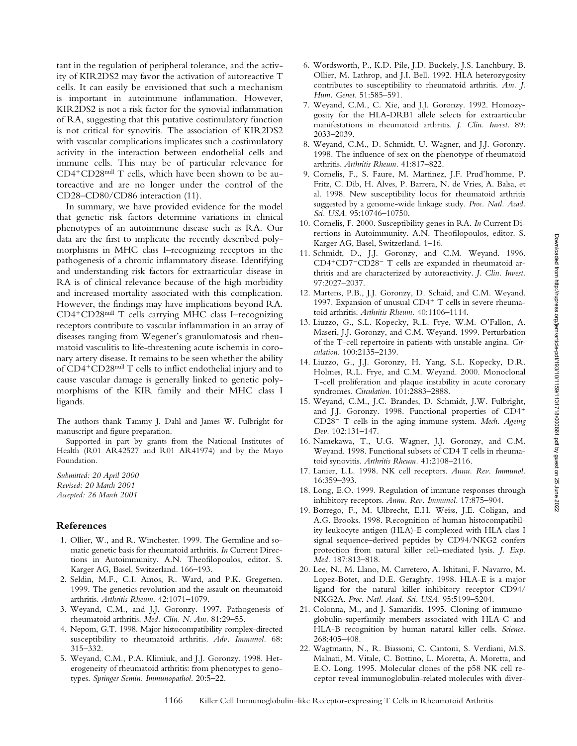tant in the regulation of peripheral tolerance, and the activity of KIR2DS2 may favor the activation of autoreactive T cells. It can easily be envisioned that such a mechanism is important in autoimmune inflammation. However, KIR2DS2 is not a risk factor for the synovial inflammation of RA, suggesting that this putative costimulatory function is not critical for synovitis. The association of KIR2DS2 with vascular complications implicates such a costimulatory activity in the interaction between endothelial cells and immune cells. This may be of particular relevance for CD4$^+$CD28$^{null}$ T cells, which have been shown to be autoreactive and are no longer under the control of the CD28–CD80/CD86 interaction (11).

In summary, we have provided evidence for the model that genetic risk factors determine variations in clinical phenotypes of an autoimmune disease such as RA. Our data are the first to implicate the recently described polymorphisms in MHC class I–recognizing receptors in the pathogenesis of a chronic inflammatory disease. Identifying and understanding risk factors for extraarticular disease in RA is of clinical relevance because of the high morbidity and increased mortality associated with this complication. However, the findings may have implications beyond RA. CD4$^+$CD28$^{null}$ T cells carrying MHC class I–recognizing receptors contribute to vascular inflammation in an array of diseases ranging from Wegener's granulomatosis and rheumatoid vasculitis to life-threatening acute ischemia in coronary artery disease. It remains to be seen whether the ability of CD4$^+$CD28$^{null}$ T cells to inflict endothelial injury and to cause vascular damage is generally linked to genetic polymorphisms of the KIR family and their MHC class I ligands.

The authors thank Tammy J. Dahl and James W. Fulbright for manuscript and figure preparation.

Supported in part by grants from the National Institutes of Health (R01 AR42527 and R01 AR41974) and by the Mayo Foundation.

*Submitted: 20 April 2000*
*Revised: 20 March 2001*
*Accepted: 26 March 2001*

## References

1. Ollier, W., and R. Winchester. 1999. The Germline and somatic genetic basis for rheumatoid arthritis. *In* Current Directions in Autoimmunity. A.N. Theofilopoulos, editor. S. Karger AG, Basel, Switzerland. 166–193.
2. Seldin, M.F., C.I. Amos, R. Ward, and P.K. Gregersen. 1999. The genetics revolution and the assault on rheumatoid arthritis. *Arthritis Rheum.* 42:1071–1079.
3. Weyand, C.M., and J.J. Goronzy. 1997. Pathogenesis of rheumatoid arthritis. *Med. Clin. N. Am.* 81:29–55.
4. Nepom, G.T. 1998. Major histocompatibility complex-directed susceptibility to rheumatoid arthritis. *Adv. Immunol.* 68: 315–332.
5. Weyand, C.M., P.A. Klimiuk, and J.J. Goronzy. 1998. Heterogeneity of rheumatoid arthritis: from phenotypes to genotypes. *Springer Semin. Immunopathol.* 20:5–22.
6. Wordsworth, P., K.D. Pile, J.D. Buckely, J.S. Lanchbury, B. Ollier, M. Lathrop, and J.I. Bell. 1992. HLA heterozygosity contributes to susceptibility to rheumatoid arthritis. *Am. J. Hum. Genet.* 51:585–591.
7. Weyand, C.M., C. Xie, and J.J. Goronzy. 1992. Homozygosity for the HLA-DRB1 allele selects for extraarticular manifestations in rheumatoid arthritis. *J. Clin. Invest.* 89: 2033–2039.
8. Weyand, C.M., D. Schmidt, U. Wagner, and J.J. Goronzy. 1998. The influence of sex on the phenotype of rheumatoid arthritis. *Arthritis Rheum.* 41:817–822.
9. Cornelis, F., S. Faure, M. Martinez, J.F. Prud'homme, P. Fritz, C. Dib, H. Alves, P. Barrera, N. de Vries, A. Balsa, et al. 1998. New susceptibility locus for rheumatoid arthritis suggested by a genome-wide linkage study. *Proc. Natl. Acad. Sci. USA.* 95:10746–10750.
10. Cornelis, F. 2000. Susceptibility genes in RA. *In* Current Directions in Autoimmunity. A.N. Theofilopoulos, editor. S. Karger AG, Basel, Switzerland. 1–16.
11. Schmidt, D., J.J. Goronzy, and C.M. Weyand. 1996. CD4$^+$CD7$^-$CD28$^-$ T cells are expanded in rheumatoid arthritis and are characterized by autoreactivity. *J. Clin. Invest.* 97:2027–2037.
12. Martens, P.B., J.J. Goronzy, D. Schaid, and C.M. Weyand. 1997. Expansion of unusual CD4$^+$ T cells in severe rheumatoid arthritis. *Arthritis Rheum.* 40:1106–1114.
13. Liuzzo, G., S.L. Kopecky, R.L. Frye, W.M. O'Fallon, A. Maseri, J.J. Goronzy, and C.M. Weyand. 1999. Perturbation of the T-cell repertoire in patients with unstable angina. *Circulation.* 100:2135–2139.
14. Liuzzo, G., J.J. Goronzy, H. Yang, S.L. Kopecky, D.R. Holmes, R.L. Frye, and C.M. Weyand. 2000. Monoclonal T-cell proliferation and plaque instability in acute coronary syndromes. *Circulation.* 101:2883–2888.
15. Weyand, C.M., J.C. Brandes, D. Schmidt, J.W. Fulbright, and J.J. Goronzy. 1998. Functional properties of CD4$^+$ CD28$^-$ T cells in the aging immune system. *Mech. Ageing Dev.* 102:131–147.
16. Namekawa, T., U.G. Wagner, J.J. Goronzy, and C.M. Weyand. 1998. Functional subsets of CD4 T cells in rheumatoid synovitis. *Arthritis Rheum.* 41:2108–2116.
17. Lanier, L.L. 1998. NK cell receptors. *Annu. Rev. Immunol.* 16:359–393.
18. Long, E.O. 1999. Regulation of immune responses through inhibitory receptors. *Annu. Rev. Immunol.* 17:875–904.
19. Borrego, F., M. Ulbrecht, E.H. Weiss, J.E. Coligan, and A.G. Brooks. 1998. Recognition of human histocompatibility leukocyte antigen (HLA)-E complexed with HLA class I signal sequence–derived peptides by CD94/NKG2 confers protection from natural killer cell–mediated lysis. *J. Exp. Med.* 187:813–818.
20. Lee, N., M. Llano, M. Carretero, A. Ishitani, F. Navarro, M. Lopez-Botet, and D.E. Geraghty. 1998. HLA-E is a major ligand for the natural killer inhibitory receptor CD94/NKG2A. *Proc. Natl. Acad. Sci. USA.* 95:5199–5204.
21. Colonna, M., and J. Samaridis. 1995. Cloning of immunoglobulin-superfamily members associated with HLA-C and HLA-B recognition by human natural killer cells. *Science.* 268:405–408.
22. Wagtmann, N., R. Biassoni, C. Cantoni, S. Verdiani, M.S. Malnati, M. Vitale, C. Bottino, L. Moretta, A. Moretta, and E.O. Long. 1995. Molecular clones of the p58 NK cell receptor reveal immunoglobulin-related molecules with diver-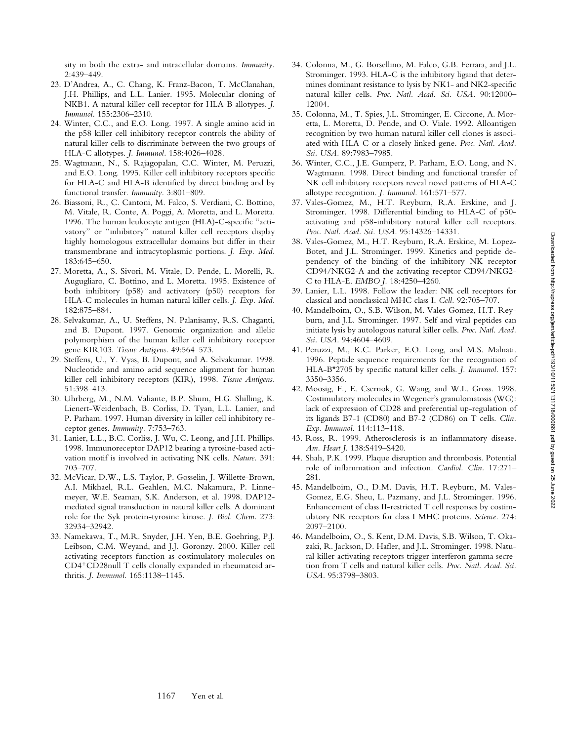sity in both the extra- and intracellular domains. *Immunity.* 2:439–449.

23. D'Andrea, A., C. Chang, K. Franz-Bacon, T. McClanahan, J.H. Phillips, and L.L. Lanier. 1995. Molecular cloning of NKB1. A natural killer cell receptor for HLA-B allotypes. *J. Immunol.* 155:2306–2310.
24. Winter, C.C., and E.O. Long. 1997. A single amino acid in the p58 killer cell inhibitory receptor controls the ability of natural killer cells to discriminate between the two groups of HLA-C allotypes. *J. Immunol.* 158:4026–4028.
25. Wagtmann, N., S. Rajagopalan, C.C. Winter, M. Peruzzi, and E.O. Long. 1995. Killer cell inhibitory receptors specific for HLA-C and HLA-B identified by direct binding and by functional transfer. *Immunity.* 3:801–809.
26. Biassoni, R., C. Cantoni, M. Falco, S. Verdiani, C. Bottino, M. Vitale, R. Conte, A. Poggi, A. Moretta, and L. Moretta. 1996. The human leukocyte antigen (HLA)-C-specific "activatory" or "inhibitory" natural killer cell receptors display highly homologous extracellular domains but differ in their transmembrane and intracytoplasmic portions. *J. Exp. Med.* 183:645–650.
27. Moretta, A., S. Sivori, M. Vitale, D. Pende, L. Morelli, R. Augugliaro, C. Bottino, and L. Moretta. 1995. Existence of both inhibitory (p58) and activatory (p50) receptors for HLA-C molecules in human natural killer cells. *J. Exp. Med.* 182:875–884.
28. Selvakumar, A., U. Steffens, N. Palanisamy, R.S. Chaganti, and B. Dupont. 1997. Genomic organization and allelic polymorphism of the human killer cell inhibitory receptor gene KIR103. *Tissue Antigens.* 49:564–573.
29. Steffens, U., Y. Vyas, B. Dupont, and A. Selvakumar. 1998. Nucleotide and amino acid sequence alignment for human killer cell inhibitory receptors (KIR), 1998. *Tissue Antigens.* 51:398–413.
30. Uhrberg, M., N.M. Valiante, B.P. Shum, H.G. Shilling, K. Lienert-Weidenbach, B. Corliss, D. Tyan, L.L. Lanier, and P. Parham. 1997. Human diversity in killer cell inhibitory receptor genes. *Immunity.* 7:753–763.
31. Lanier, L.L., B.C. Corliss, J. Wu, C. Leong, and J.H. Phillips. 1998. Immunoreceptor DAP12 bearing a tyrosine-based activation motif is involved in activating NK cells. *Nature.* 391: 703–707.
32. McVicar, D.W., L.S. Taylor, P. Gosselin, J. Willette-Brown, A.I. Mikhael, R.L. Geahlen, M.C. Nakamura, P. Linnemeyer, W.E. Seaman, S.K. Anderson, et al. 1998. DAP12-mediated signal transduction in natural killer cells. A dominant role for the Syk protein-tyrosine kinase. *J. Biol. Chem.* 273: 32934–32942.
33. Namekawa, T., M.R. Snyder, J.H. Yen, B.E. Goehring, P.J. Leibson, C.M. Weyand, and J.J. Goronzy. 2000. Killer cell activating receptors function as costimulatory molecules on CD4+CD28null T cells clonally expanded in rheumatoid arthritis. *J. Immunol.* 165:1138–1145.
34. Colonna, M., G. Borsellino, M. Falco, G.B. Ferrara, and J.L. Strominger. 1993. HLA-C is the inhibitory ligand that determines dominant resistance to lysis by NK1- and NK2-specific natural killer cells. *Proc. Natl. Acad. Sci. USA.* 90:12000–12004.
35. Colonna, M., T. Spies, J.L. Strominger, E. Ciccone, A. Moretta, L. Moretta, D. Pende, and O. Viale. 1992. Alloantigen recognition by two human natural killer cell clones is associated with HLA-C or a closely linked gene. *Proc. Natl. Acad. Sci. USA.* 89:7983–7985.
36. Winter, C.C., J.E. Gumperz, P. Parham, E.O. Long, and N. Wagtmann. 1998. Direct binding and functional transfer of NK cell inhibitory receptors reveal novel patterns of HLA-C allotype recognition. *J. Immunol.* 161:571–577.
37. Vales-Gomez, M., H.T. Reyburn, R.A. Erskine, and J. Strominger. 1998. Differential binding to HLA-C of p50-activating and p58-inhibitory natural killer cell receptors. *Proc. Natl. Acad. Sci. USA.* 95:14326–14331.
38. Vales-Gomez, M., H.T. Reyburn, R.A. Erskine, M. Lopez-Botet, and J.L. Strominger. 1999. Kinetics and peptide dependency of the binding of the inhibitory NK receptor CD94/NKG2-A and the activating receptor CD94/NKG2-C to HLA-E. *EMBO J.* 18:4250–4260.
39. Lanier, L.L. 1998. Follow the leader: NK cell receptors for classical and nonclassical MHC class I. *Cell.* 92:705–707.
40. Mandelboim, O., S.B. Wilson, M. Vales-Gomez, H.T. Reyburn, and J.L. Strominger. 1997. Self and viral peptides can initiate lysis by autologous natural killer cells. *Proc. Natl. Acad. Sci. USA.* 94:4604–4609.
41. Peruzzi, M., K.C. Parker, E.O. Long, and M.S. Malnati. 1996. Peptide sequence requirements for the recognition of HLA-B*2705 by specific natural killer cells. *J. Immunol.* 157: 3350–3356.
42. Moosig, F., E. Csernok, G. Wang, and W.L. Gross. 1998. Costimulatory molecules in Wegener's granulomatosis (WG): lack of expression of CD28 and preferential up-regulation of its ligands B7-1 (CD80) and B7-2 (CD86) on T cells. *Clin. Exp. Immunol.* 114:113–118.
43. Ross, R. 1999. Atherosclerosis is an inflammatory disease. *Am. Heart J.* 138:S419–S420.
44. Shah, P.K. 1999. Plaque disruption and thrombosis. Potential role of inflammation and infection. *Cardiol. Clin.* 17:271–281.
45. Mandelboim, O., D.M. Davis, H.T. Reyburn, M. Vales-Gomez, E.G. Sheu, L. Pazmany, and J.L. Strominger. 1996. Enhancement of class II-restricted T cell responses by costimulatory NK receptors for class I MHC proteins. *Science.* 274: 2097–2100.
46. Mandelboim, O., S. Kent, D.M. Davis, S.B. Wilson, T. Okazaki, R. Jackson, D. Hafler, and J.L. Strominger. 1998. Natural killer activating receptors trigger interferon gamma secretion from T cells and natural killer cells. *Proc. Natl. Acad. Sci. USA.* 95:3798–3803.